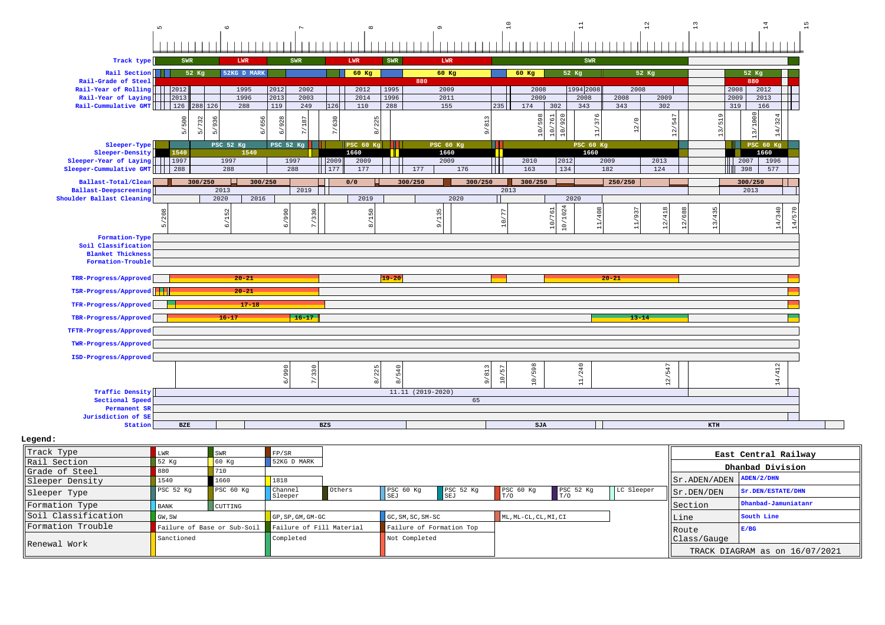# Track Diagram

Kilometre scale: 5, 6, 7, 8, 9, 10, 11, 12, 13, 14, 15

| Parameter | Values |
|---|---|
| Track type | SWR, LWR, SWR, LWR, SWR, LWR, SWR |
| Rail Section | 52 Kg, 52KG D MARK, 60 Kg, 60 Kg, 60 Kg, 52 Kg, 52 Kg, 52 Kg |
| Rail-Grade of Steel | 880, 880 |
| Rail-Year of Rolling | 2012, 1995, 2012, 2002, 2012, 1995, 2009, 2008, 1994, 2008, 2008, 2008, 2012 |
| Rail-Year of Laying | 2013, 1996, 2013, 2003, 2014, 1996, 2011, 2009, 2008, 2008, 2009, 2009, 2013 |
| Rail-Cummulative GMT | 126, 288, 126, 288, 119, 249, 126, 110, 288, 155, 235, 174, 302, 343, 343, 302, 319, 166 |
| Chainage | 5/500, 5/732, 5/936, 6/656, 6/928, 7/187, 7/630, 8/225, 9/813, 10/598, 10/761, 10/920, 11/376, 12/0, 12/547, 13/519, 13/1000, 14/324 |
| Sleeper-Type | PSC 52 Kg, PSC 52 Kg, PSC 60 Kg, PSC 60 Kg, PSC 60 Kg, PSC 60 Kg |
| Sleeper-Density | 1540, 1540, 1660, 1660, 1660, 1660 |
| Sleeper-Year of Laying | 1997, 1997, 1997, 2009, 2009, 2009, 2010, 2012, 2009, 2013, 2007, 1996 |
| Sleeper-Cummulative GMT | 288, 288, 288, 177, 177, 177, 176, 163, 134, 182, 124, 398, 577 |
| Ballast-Total/Clean | 300/250, 300/250, 0/0, 300/250, 300/250, 300/250, 250/250, 300/250 |
| Ballast-Deepscreening | 2013, 2019, 2013, 2013 |
| Shoulder Ballast Cleaning | 2020, 2016, 2019, 2020, 2020 |
| Chainage | 5/288, 6/152, 6/990, 7/330, 8/150, 9/135, 10/77, 10/761, 10/1024, 11/408, 11/937, 12/418, 12/688, 13/435, 14/340, 14/570 |
| Formation-Type | |
| Soil Classification | |
| Blanket Thickness | |
| Formation-Trouble | |
| TRR-Progress/Approved | 20-21, 19-20, 20-21 |
| TSR-Progress/Approved | 20-21 |
| TFR-Progress/Approved | 17-18 |
| TBR-Progress/Approved | 16-17, 16-17, 13-14 |
| TFTR-Progress/Approved | |
| TWR-Progress/Approved | |
| ISD-Progress/Approved | |
| Chainage | 6/990, 7/330, 8/225, 8/540, 9/813, 10/57, 10/598, 11/240, 12/547, 14/412 |
| Traffic Density | 11.11 (2019-2020) |
| Sectional Speed | 65 |
| Permanent SR | |
| Jurisdiction of SE | |
| Station | BZE, BZS, SJA, KTH |

## Legend:

| Item | | | | | | | | | |
|---|---|---|---|---|---|---|---|---|---|
| Track Type | LWR | SWR | FP/SR | | | | | | |
| Rail Section | 52 Kg | 60 Kg | 52KG D MARK | | | | | | |
| Grade of Steel | 880 | 710 | | | | | | | |
| Sleeper Density | 1540 | 1660 | 1818 | | | | | | |
| Sleeper Type | PSC 52 Kg | PSC 60 Kg | Channel Sleeper | Others | PSC 60 Kg SEJ | PSC 52 Kg SEJ | PSC 60 Kg T/O | PSC 52 Kg T/O | LC Sleeper |
| Formation Type | BANK | CUTTING | | | | | | | |
| Soil Classification | GW, SW | | GP, SP, GM, GM-GC | | GC, SM, SC, SM-SC | | ML, ML-CL, CL, MI, CI | | |
| Formation Trouble | Failure of Base or Sub-Soil | | Failure of Fill Material | | Failure of Formation Top | | | | |
| Renewal Work | Sanctioned | | Completed | | Not Completed | | | | |

| East Central Railway | |
|---|---|
| Dhanbad Division | |
| Sr.ADEN/ADEN | ADEN/2/DHN |
| Sr.DEN/DEN | Sr.DEN/ESTATE/DHN |
| Section | Dhanbad-Jamuniatanr |
| Line | South Line |
| Route Class/Gauge | E/BG |
| TRACK DIAGRAM as on 16/07/2021 | |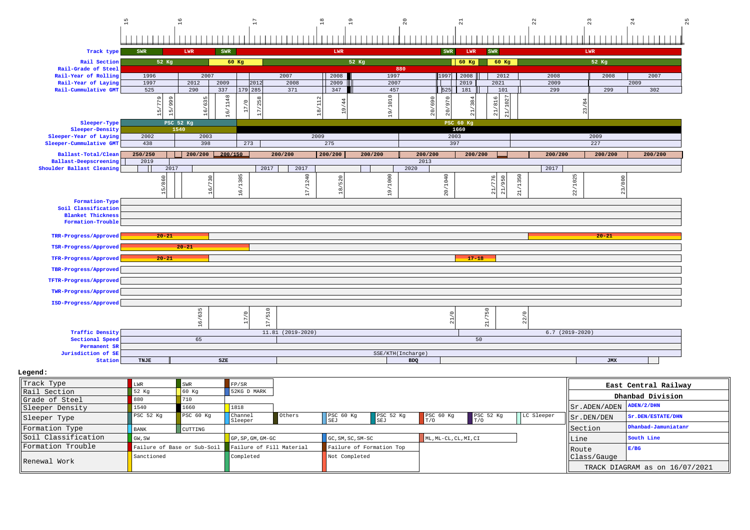| Chainage (km) | 15 | 16 | 17 | 18 | 19 | 20 | 21 | 22 | 23 | 24 | 25 |
|---|---|---|---|---|---|---|---|---|---|---|---|

| Parameter | Values |
|---|---|
| Track type | SWR, LWR, SWR, LWR, SWR, LWR, SWR, LWR |
| Rail Section | 52 Kg, 60 Kg, 52 Kg, 60 Kg, 60 Kg, 52 Kg |
| Rail-Grade of Steel | 880 |
| Rail-Year of Rolling | 1996, 2007, 2007, 2008, 1997, 1997, 2008, 2012, 2008, 2008, 2007 |
| Rail-Year of Laying | 1997, 2012, 2009, 2012, 2008, 2009, 2007, 2019, 2021, 2009, 2009 |
| Rail-Cummulative GMT | 525, 290, 337, 179, 285, 371, 347, 457, 525, 181, 101, 299, 299, 302 |
| Chainage marks | 15/779, 15/999, 16/635, 16/1148, 17/0, 17/258, 18/112, 19/44, 19/1010, 20/690, 20/970, 21/384, 21/816, 21/1027, 23/84 |
| Sleeper-Type | PSC 52 Kg, PSC 60 Kg |
| Sleeper-Density | 1540, 1660 |
| Sleeper-Year of Laying | 2002, 2003, 2009, 2003, 2009 |
| Sleeper-Cummulative GMT | 438, 398, 273, 275, 397, 227 |
| Ballast-Total/Clean | 250/250, 200/200, 200/150, 200/200, 200/200, 200/200, 200/200, 200/200, 200/200, 200/200, 200/200 |
| Ballast-Deepscreening | 2019, 2013 |
| Shoulder Ballast Cleaning | 2017, 2017, 2017, 2020, 2017 |
| Chainage marks | 15/860, 16/730, 16/1385, 17/1240, 18/520, 19/1000, 20/1040, 21/776, 21/950, 21/1350, 22/1025, 23/800 |
| Formation-Type | |
| Soil Classification | |
| Blanket Thickness | |
| Formation-Trouble | |
| TRR-Progress/Approved | 20-21, 20-21 |
| TSR-Progress/Approved | 20-21 |
| TFR-Progress/Approved | 20-21, 17-18 |
| TBR-Progress/Approved | |
| TFTR-Progress/Approved | |
| TWR-Progress/Approved | |
| ISD-Progress/Approved | |
| Chainage marks | 16/635, 17/0, 17/510, 21/0, 21/750, 22/0 |
| Traffic Density | 11.81 (2019-2020), 6.7 (2019-2020) |
| Sectional Speed | 65, 50 |
| Permanent SR | |
| Jurisdiction of SE | SSE/KTH(Incharge) |
| Station | TNJE, SZE, BDQ, JMX |

**Legend:**

| Item | | | | | | | | | |
|---|---|---|---|---|---|---|---|---|---|
| Track Type | LWR | SWR | FP/SR | | | | | | |
| Rail Section | 52 Kg | 60 Kg | 52KG D MARK | | | | | | |
| Grade of Steel | 880 | 710 | | | | | | | |
| Sleeper Density | 1540 | 1660 | 1818 | | | | | | |
| Sleeper Type | PSC 52 Kg | PSC 60 Kg | Channel Sleeper | Others | PSC 60 Kg SEJ | PSC 52 Kg SEJ | PSC 60 Kg T/O | PSC 52 Kg T/O | LC Sleeper |
| Formation Type | BANK | CUTTING | | | | | | | |
| Soil Classification | GW, SW | | GP, SP, GM, GM-GC | | GC, SM, SC, SM-SC | | ML, ML-CL, CL, MI, CI | | |
| Formation Trouble | Failure of Base or Sub-Soil | | Failure of Fill Material | | Failure of Formation Top | | | | |
| Renewal Work | Sanctioned | | Completed | | Not Completed | | | | |

| East Central Railway | |
|---|---|
| Dhanbad Division | |
| Sr.ADEN/ADEN | ADEN/2/DHN |
| Sr.DEN/DEN | Sr.DEN/ESTATE/DHN |
| Section | Dhanbad-Jamuniatanr |
| Line | South Line |
| Route Class/Gauge | E/BG |
| TRACK DIAGRAM as on 16/07/2021 | |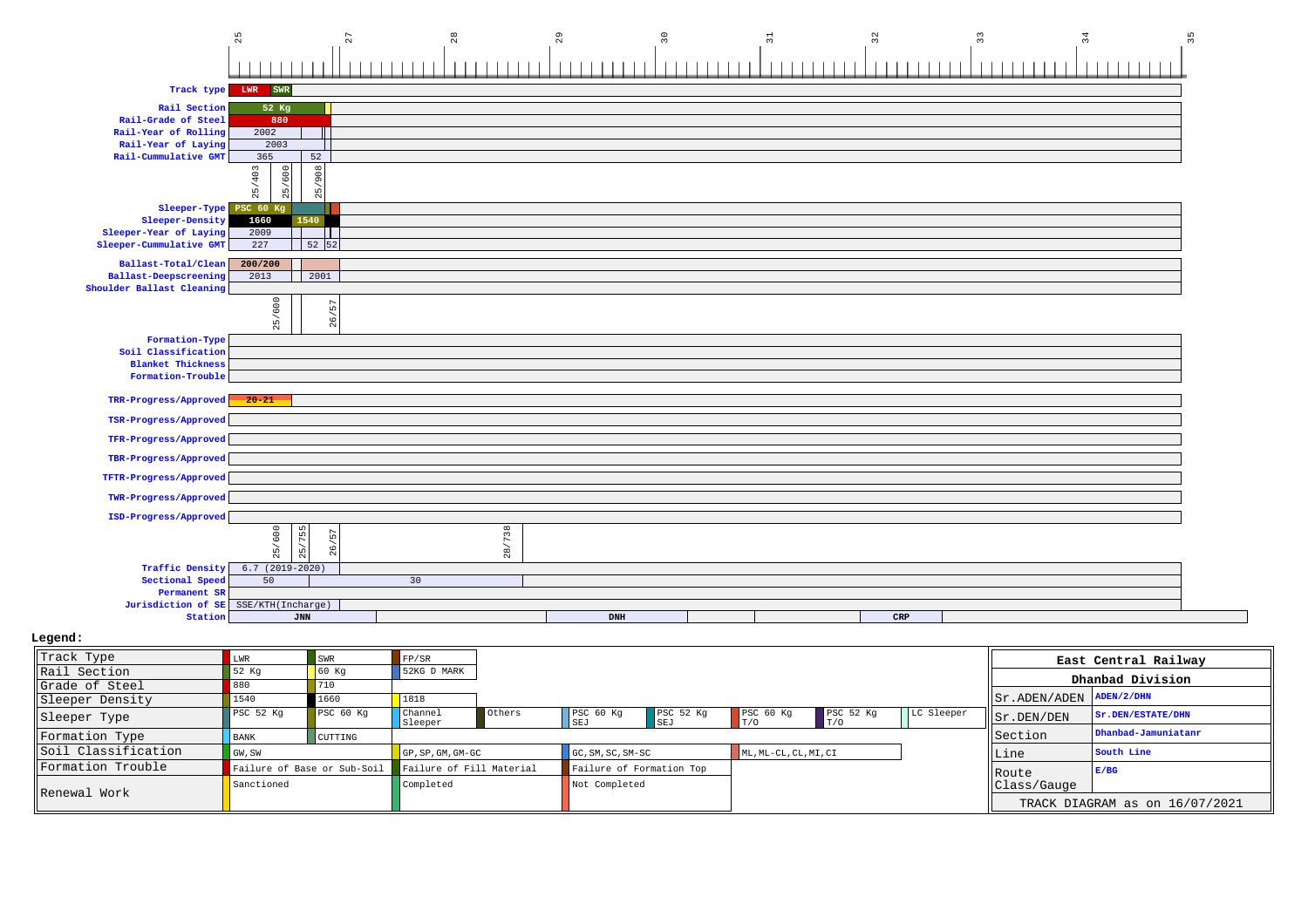25 | 27 | 28 | 29 | 30 | 31 | 32 | 33 | 34 | 35

Track type: LWR SWR

Rail Section: 52 Kg

Rail-Grade of Steel: 880

Rail-Year of Rolling: 2002

Rail-Year of Laying: 2003

Rail-Cummulative GMT: 365 | 52

25/403 | 25/600 | 25/908

Sleeper-Type: PSC 60 Kg

Sleeper-Density: 1660 | 1540

Sleeper-Year of Laying: 2009

Sleeper-Cummulative GMT: 227 | 52 | 52

Ballast-Total/Clean: 200/200

Ballast-Deepscreening: 2013 | 2001

Shoulder Ballast Cleaning

25/600 | 26/57

Formation-Type

Soil Classification

Blanket Thickness

Formation-Trouble

TRR-Progress/Approved: 20-21

TSR-Progress/Approved

TFR-Progress/Approved

TBR-Progress/Approved

TFTR-Progress/Approved

TWR-Progress/Approved

ISD-Progress/Approved

25/600 | 25/755 | 26/57 | 28/738

Traffic Density: 6.7 (2019-2020)

Sectional Speed: 50 | 30

Permanent SR

Jurisdiction of SE: SSE/KTH(Incharge)

Station: JNN | DNH | CRP

**Legend:**

| | | | | | | | | | | |
|---|---|---|---|---|---|---|---|---|---|---|
| Track Type | LWR | SWR | FP/SR | | | | | | | |
| Rail Section | 52 Kg | 60 Kg | 52KG D MARK | | | | | | | |
| Grade of Steel | 880 | 710 | | | | | | | | |
| Sleeper Density | 1540 | 1660 | 1818 | | | | | | | |
| Sleeper Type | PSC 52 Kg | PSC 60 Kg | Channel Sleeper | Others | PSC 60 Kg SEJ | PSC 52 Kg SEJ | PSC 60 Kg T/O | PSC 52 Kg T/O | LC Sleeper | |
| Formation Type | BANK | CUTTING | | | | | | | | |
| Soil Classification | GW, SW | | GP, SP, GM, GM-GC | | GC, SM, SC, SM-SC | | ML, ML-CL, CL, MI, CI | | | |
| Formation Trouble | Failure of Base or Sub-Soil | | Failure of Fill Material | | Failure of Formation Top | | | | | |
| Renewal Work | Sanctioned | | Completed | | Not Completed | | | | | |

| East Central Railway | |
|---|---|
| Dhanbad Division | |
| Sr.ADEN/ADEN | ADEN/2/DHN |
| Sr.DEN/DEN | Sr.DEN/ESTATE/DHN |
| Section | Dhanbad-Jamuniatanr |
| Line | South Line |
| Route Class/Gauge | E/BG |
| TRACK DIAGRAM as on 16/07/2021 | |